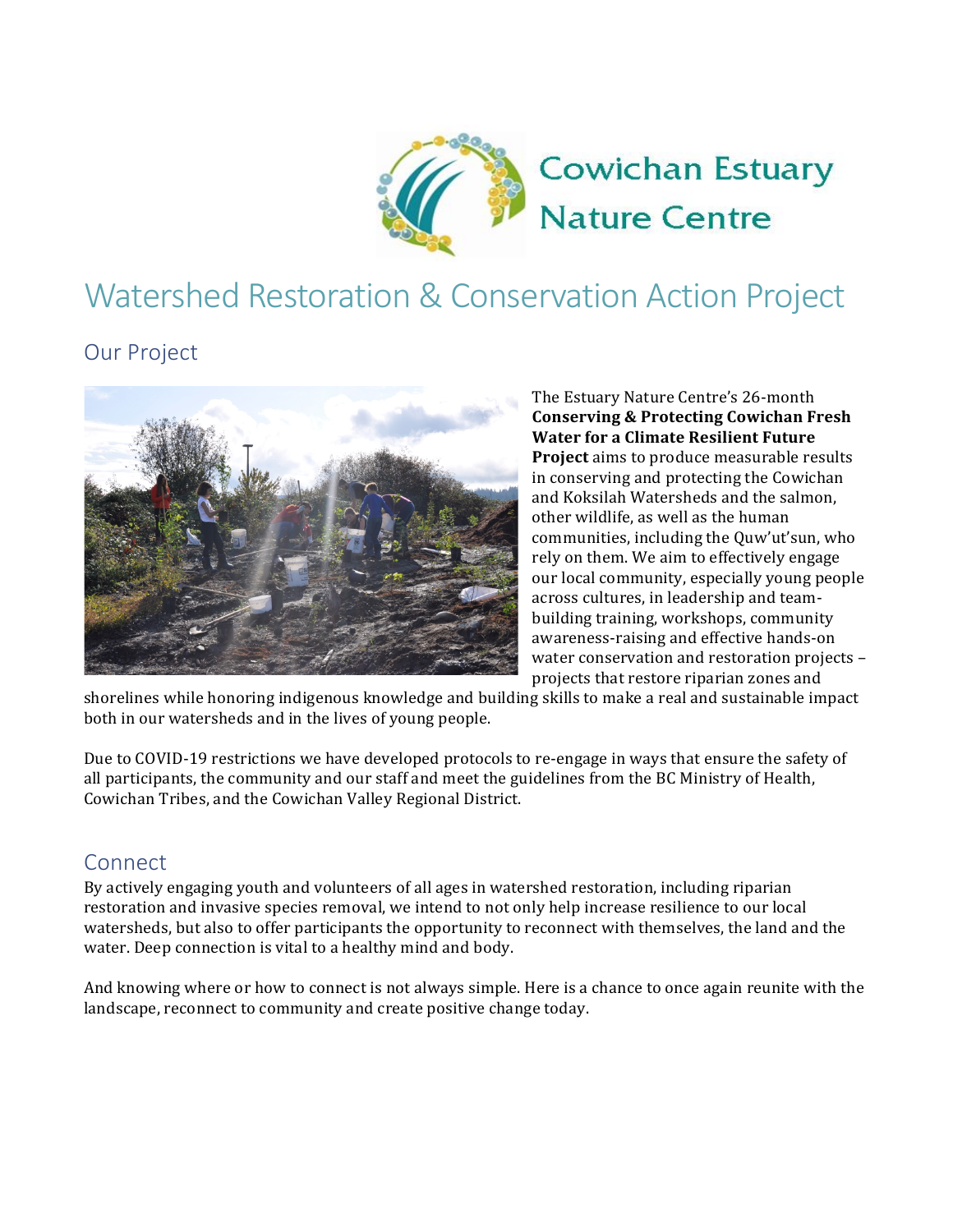Cowichan Estuary Nature Centre

# Watershed Restoration & Conservation Action Project

## Our Project

The Estuary Nature Centre's 26-month **Conserving & Protecting Cowichan Fresh Water for a Climate Resilient Future Project** aims to produce measurable results in conserving and protecting the Cowichan and Koksilah Watersheds and the salmon, other wildlife, as well as the human communities, including the Quw'ut'sun, who rely on them. We aim to effectively engage our local community, especially young people across cultures, in leadership and team-building training, workshops, community awareness-raising and effective hands-on water conservation and restoration projects – projects that restore riparian zones and shorelines while honoring indigenous knowledge and building skills to make a real and sustainable impact both in our watersheds and in the lives of young people.

Due to COVID-19 restrictions we have developed protocols to re-engage in ways that ensure the safety of all participants, the community and our staff and meet the guidelines from the BC Ministry of Health, Cowichan Tribes, and the Cowichan Valley Regional District.

## Connect

By actively engaging youth and volunteers of all ages in watershed restoration, including riparian restoration and invasive species removal, we intend to not only help increase resilience to our local watersheds, but also to offer participants the opportunity to reconnect with themselves, the land and the water. Deep connection is vital to a healthy mind and body.

And knowing where or how to connect is not always simple. Here is a chance to once again reunite with the landscape, reconnect to community and create positive change today.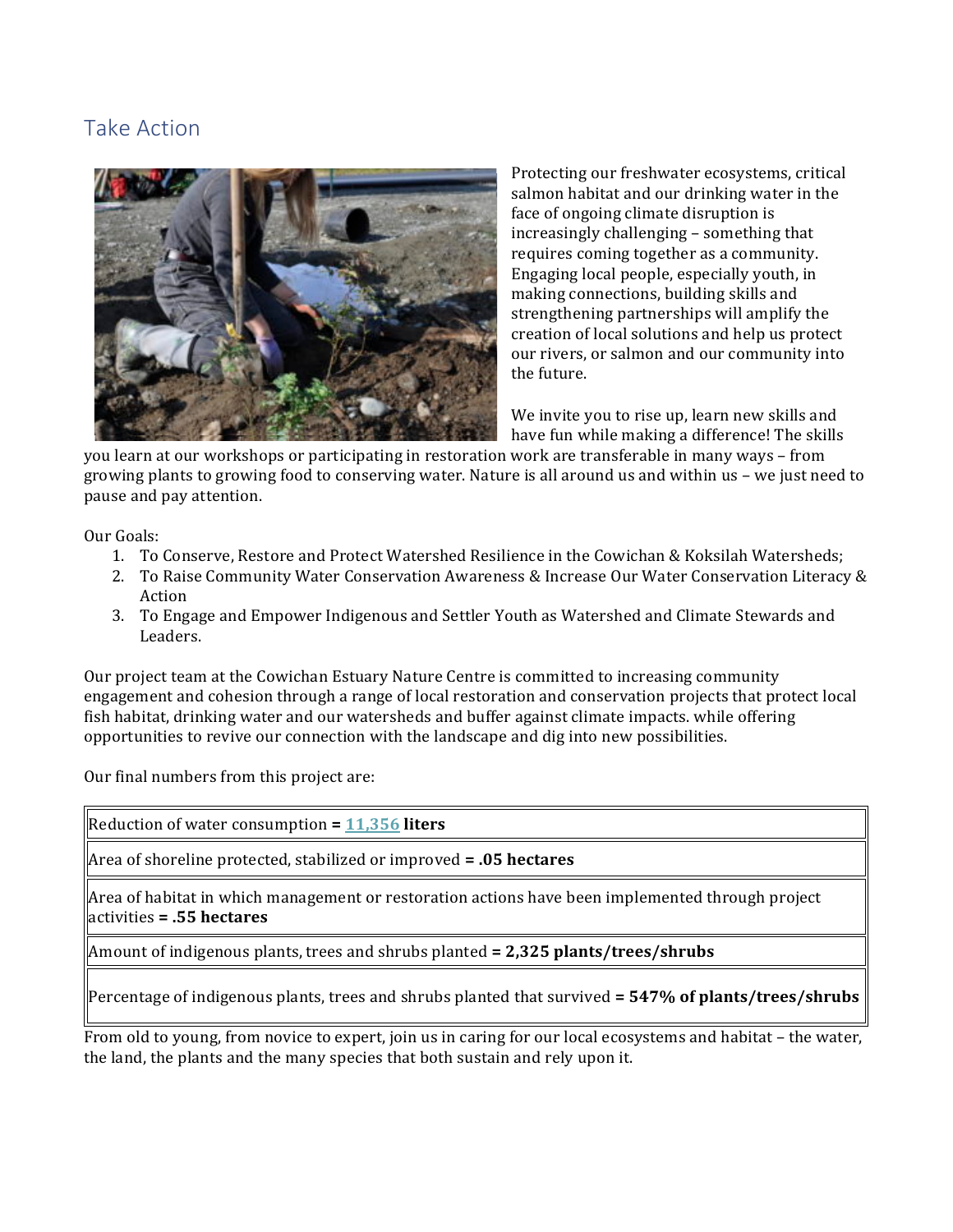## Take Action

Protecting our freshwater ecosystems, critical salmon habitat and our drinking water in the face of ongoing climate disruption is increasingly challenging – something that requires coming together as a community. Engaging local people, especially youth, in making connections, building skills and strengthening partnerships will amplify the creation of local solutions and help us protect our rivers, or salmon and our community into the future.

We invite you to rise up, learn new skills and have fun while making a difference! The skills you learn at our workshops or participating in restoration work are transferable in many ways – from growing plants to growing food to conserving water. Nature is all around us and within us – we just need to pause and pay attention.

Our Goals:

1. To Conserve, Restore and Protect Watershed Resilience in the Cowichan & Koksilah Watersheds;
2. To Raise Community Water Conservation Awareness & Increase Our Water Conservation Literacy & Action
3. To Engage and Empower Indigenous and Settler Youth as Watershed and Climate Stewards and Leaders.

Our project team at the Cowichan Estuary Nature Centre is committed to increasing community engagement and cohesion through a range of local restoration and conservation projects that protect local fish habitat, drinking water and our watersheds and buffer against climate impacts. while offering opportunities to revive our connection with the landscape and dig into new possibilities.

Our final numbers from this project are:

| |
|---|
| Reduction of water consumption **= 11,356 liters** |
| Area of shoreline protected, stabilized or improved **= .05 hectares** |
| Area of habitat in which management or restoration actions have been implemented through project activities **= .55 hectares** |
| Amount of indigenous plants, trees and shrubs planted **= 2,325 plants/trees/shrubs** |
| Percentage of indigenous plants, trees and shrubs planted that survived **= 547% of plants/trees/shrubs** |

From old to young, from novice to expert, join us in caring for our local ecosystems and habitat – the water, the land, the plants and the many species that both sustain and rely upon it.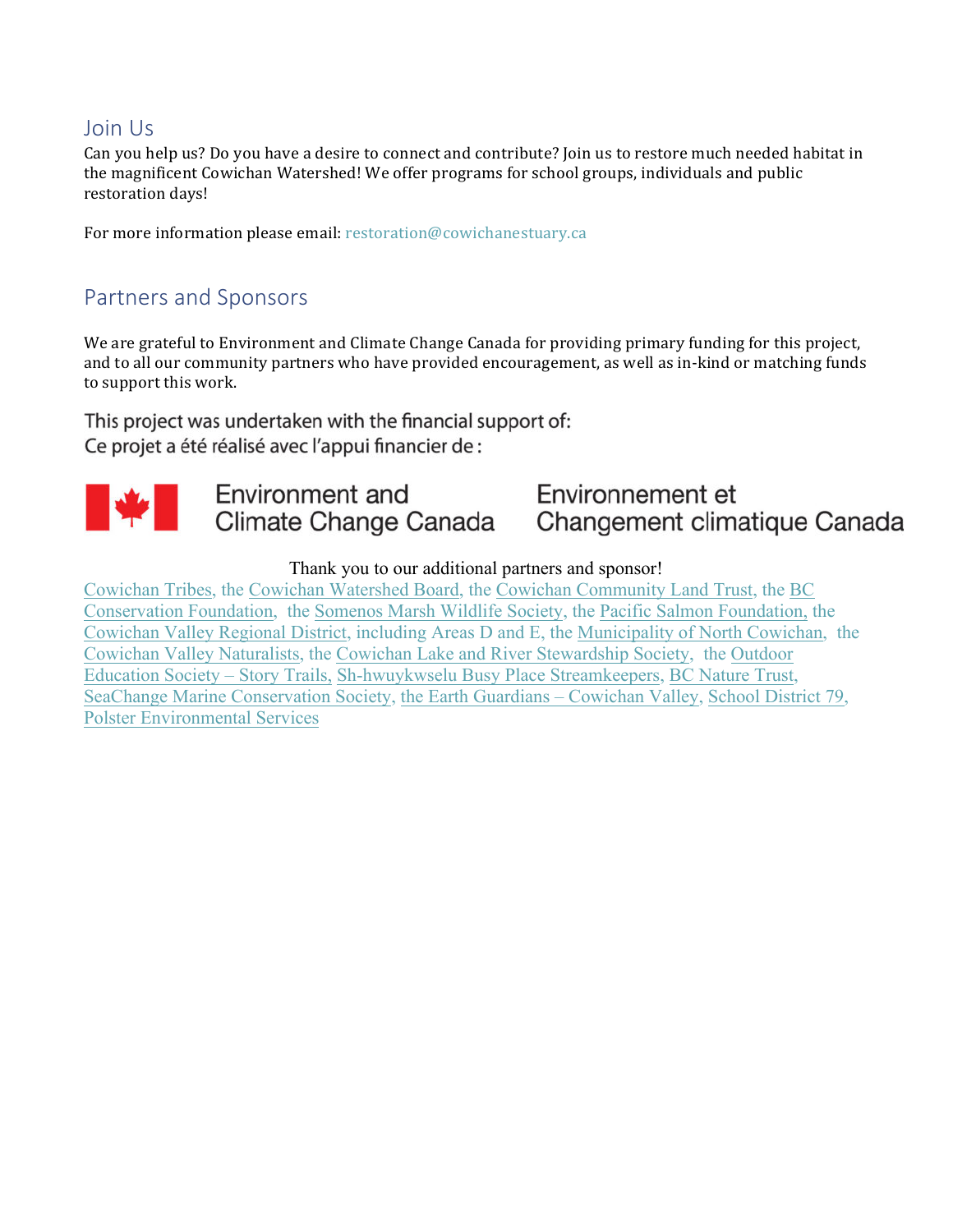## Join Us

Can you help us? Do you have a desire to connect and contribute? Join us to restore much needed habitat in the magnificent Cowichan Watershed! We offer programs for school groups, individuals and public restoration days!

For more information please email: restoration@cowichanestuary.ca

## Partners and Sponsors

We are grateful to Environment and Climate Change Canada for providing primary funding for this project, and to all our community partners who have provided encouragement, as well as in-kind or matching funds to support this work.

This project was undertaken with the financial support of:
Ce projet a été réalisé avec l'appui financier de :

Environment and Climate Change Canada — Environnement et Changement climatique Canada

Thank you to our additional partners and sponsor!

Cowichan Tribes, the Cowichan Watershed Board, the Cowichan Community Land Trust, the BC Conservation Foundation, the Somenos Marsh Wildlife Society, the Pacific Salmon Foundation, the Cowichan Valley Regional District, including Areas D and E, the Municipality of North Cowichan, the Cowichan Valley Naturalists, the Cowichan Lake and River Stewardship Society, the Outdoor Education Society – Story Trails, Sh-hwuykwselu Busy Place Streamkeepers, BC Nature Trust, SeaChange Marine Conservation Society, the Earth Guardians – Cowichan Valley, School District 79, Polster Environmental Services